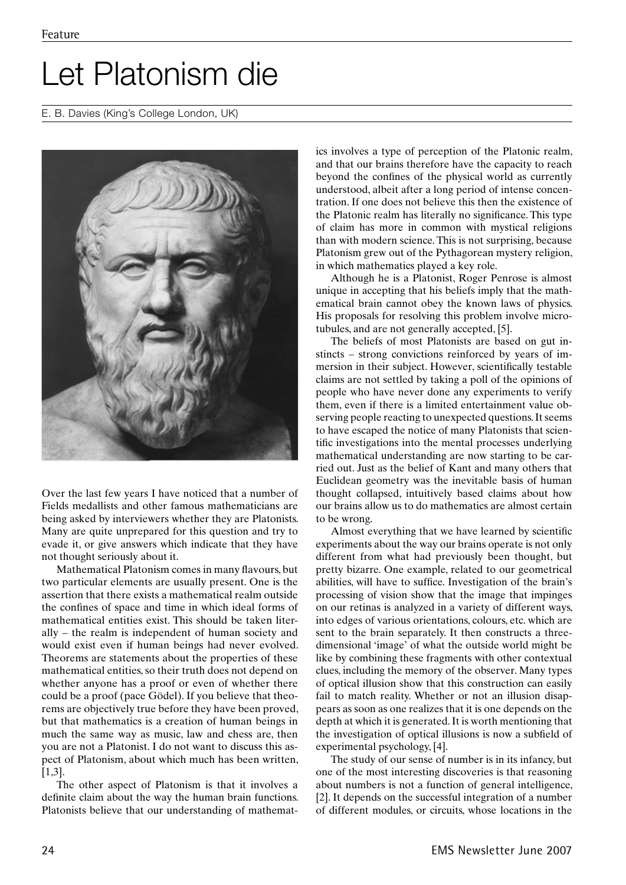# Let Platonism die

E. B. Davies (King's College London, UK)

Over the last few years I have noticed that a number of Fields medallists and other famous mathematicians are being asked by interviewers whether they are Platonists. Many are quite unprepared for this question and try to evade it, or give answers which indicate that they have not thought seriously about it.

Mathematical Platonism comes in many flavours, but two particular elements are usually present. One is the assertion that there exists a mathematical realm outside the confines of space and time in which ideal forms of mathematical entities exist. This should be taken literally – the realm is independent of human society and would exist even if human beings had never evolved. Theorems are statements about the properties of these mathematical entities, so their truth does not depend on whether anyone has a proof or even of whether there could be a proof (pace Gödel). If you believe that theorems are objectively true before they have been proved, but that mathematics is a creation of human beings in much the same way as music, law and chess are, then you are not a Platonist. I do not want to discuss this aspect of Platonism, about which much has been written, [1,3].

The other aspect of Platonism is that it involves a definite claim about the way the human brain functions. Platonists believe that our understanding of mathematics involves a type of perception of the Platonic realm, and that our brains therefore have the capacity to reach beyond the confines of the physical world as currently understood, albeit after a long period of intense concentration. If one does not believe this then the existence of the Platonic realm has literally no significance. This type of claim has more in common with mystical religions than with modern science. This is not surprising, because Platonism grew out of the Pythagorean mystery religion, in which mathematics played a key role.

Although he is a Platonist, Roger Penrose is almost unique in accepting that his beliefs imply that the mathematical brain cannot obey the known laws of physics. His proposals for resolving this problem involve microtubules, and are not generally accepted, [5].

The beliefs of most Platonists are based on gut instincts – strong convictions reinforced by years of immersion in their subject. However, scientifically testable claims are not settled by taking a poll of the opinions of people who have never done any experiments to verify them, even if there is a limited entertainment value observing people reacting to unexpected questions. It seems to have escaped the notice of many Platonists that scientific investigations into the mental processes underlying mathematical understanding are now starting to be carried out. Just as the belief of Kant and many others that Euclidean geometry was the inevitable basis of human thought collapsed, intuitively based claims about how our brains allow us to do mathematics are almost certain to be wrong.

Almost everything that we have learned by scientific experiments about the way our brains operate is not only different from what had previously been thought, but pretty bizarre. One example, related to our geometrical abilities, will have to suffice. Investigation of the brain's processing of vision show that the image that impinges on our retinas is analyzed in a variety of different ways, into edges of various orientations, colours, etc. which are sent to the brain separately. It then constructs a three-dimensional 'image' of what the outside world might be like by combining these fragments with other contextual clues, including the memory of the observer. Many types of optical illusion show that this construction can easily fail to match reality. Whether or not an illusion disappears as soon as one realizes that it is one depends on the depth at which it is generated. It is worth mentioning that the investigation of optical illusions is now a subfield of experimental psychology, [4].

The study of our sense of number is in its infancy, but one of the most interesting discoveries is that reasoning about numbers is not a function of general intelligence, [2]. It depends on the successful integration of a number of different modules, or circuits, whose locations in the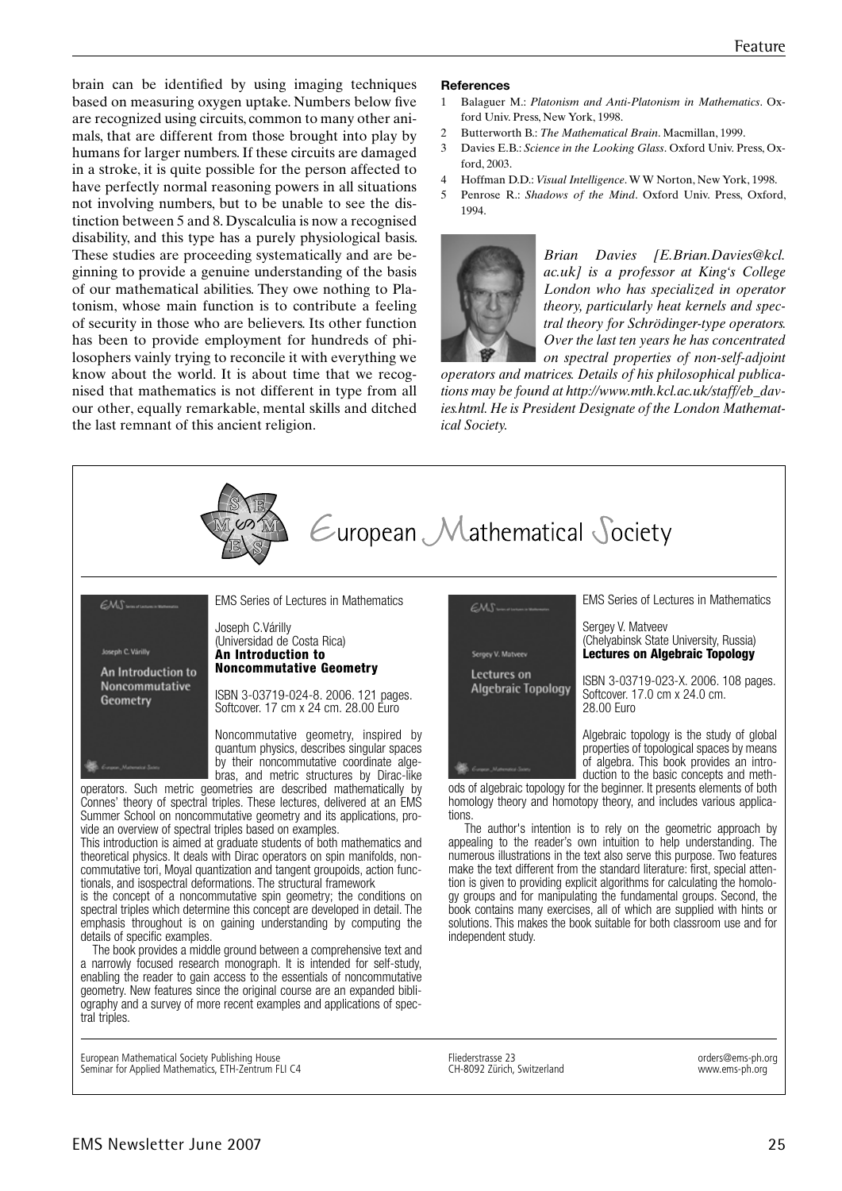brain can be identified by using imaging techniques based on measuring oxygen uptake. Numbers below five are recognized using circuits, common to many other animals, that are different from those brought into play by humans for larger numbers. If these circuits are damaged in a stroke, it is quite possible for the person affected to have perfectly normal reasoning powers in all situations not involving numbers, but to be unable to see the distinction between 5 and 8. Dyscalculia is now a recognised disability, and this type has a purely physiological basis. These studies are proceeding systematically and are beginning to provide a genuine understanding of the basis of our mathematical abilities. They owe nothing to Platonism, whose main function is to contribute a feeling of security in those who are believers. Its other function has been to provide employment for hundreds of philosophers vainly trying to reconcile it with everything we know about the world. It is about time that we recognised that mathematics is not different in type from all our other, equally remarkable, mental skills and ditched the last remnant of this ancient religion.

### References

1. Balaguer M.: *Platonism and Anti-Platonism in Mathematics*. Oxford Univ. Press, New York, 1998.
2. Butterworth B.: *The Mathematical Brain*. Macmillan, 1999.
3. Davies E.B.: *Science in the Looking Glass*. Oxford Univ. Press, Oxford, 2003.
4. Hoffman D.D.: *Visual Intelligence*. W W Norton, New York, 1998.
5. Penrose R.: *Shadows of the Mind*. Oxford Univ. Press, Oxford, 1994.

*Brian Davies [E.Brian.Davies@kcl.ac.uk] is a professor at King's College London who has specialized in operator theory, particularly heat kernels and spectral theory for Schrödinger-type operators. Over the last ten years he has concentrated on spectral properties of non-self-adjoint operators and matrices. Details of his philosophical publications may be found at http://www.mth.kcl.ac.uk/staff/eb_davies.html. He is President Designate of the London Mathematical Society.*

---

# European Mathematical Society

EMS Series of Lectures in Mathematics

Joseph C.Várilly
(Universidad de Costa Rica)
**An Introduction to Noncommutative Geometry**

ISBN 3-03719-024-8. 2006. 121 pages. Softcover. 17 cm x 24 cm. 28.00 Euro

Noncommutative geometry, inspired by quantum physics, describes singular spaces by their noncommutative coordinate algebras, and metric structures by Dirac-like operators. Such metric geometries are described mathematically by Connes' theory of spectral triples. These lectures, delivered at an EMS Summer School on noncommutative geometry and its applications, provide an overview of spectral triples based on examples.

This introduction is aimed at graduate students of both mathematics and theoretical physics. It deals with Dirac operators on spin manifolds, noncommutative tori, Moyal quantization and tangent groupoids, action functionals, and isospectral deformations. The structural framework is the concept of a noncommutative spin geometry; the conditions on spectral triples which determine this concept are developed in detail. The emphasis throughout is on gaining understanding by computing the details of specific examples.

The book provides a middle ground between a comprehensive text and a narrowly focused research monograph. It is intended for self-study, enabling the reader to gain access to the essentials of noncommutative geometry. New features since the original course are an expanded bibliography and a survey of more recent examples and applications of spectral triples.

EMS Series of Lectures in Mathematics

Sergey V. Matveev
(Chelyabinsk State University, Russia)
**Lectures on Algebraic Topology**

ISBN 3-03719-023-X. 2006. 108 pages. Softcover. 17.0 cm x 24.0 cm. 28.00 Euro

Algebraic topology is the study of global properties of topological spaces by means of algebra. This book provides an introduction to the basic concepts and methods of algebraic topology for the beginner. It presents elements of both homology theory and homotopy theory, and includes various applications.

The author's intention is to rely on the geometric approach by appealing to the reader's own intuition to help understanding. The numerous illustrations in the text also serve this purpose. Two features make the text different from the standard literature: first, special attention is given to providing explicit algorithms for calculating the homology groups and for manipulating the fundamental groups. Second, the book contains many exercises, all of which are supplied with hints or solutions. This makes the book suitable for both classroom use and for independent study.

European Mathematical Society Publishing House
Seminar for Applied Mathematics, ETH-Zentrum FLI C4
Fliederstrasse 23
CH-8092 Zürich, Switzerland
orders@ems-ph.org
www.ems-ph.org